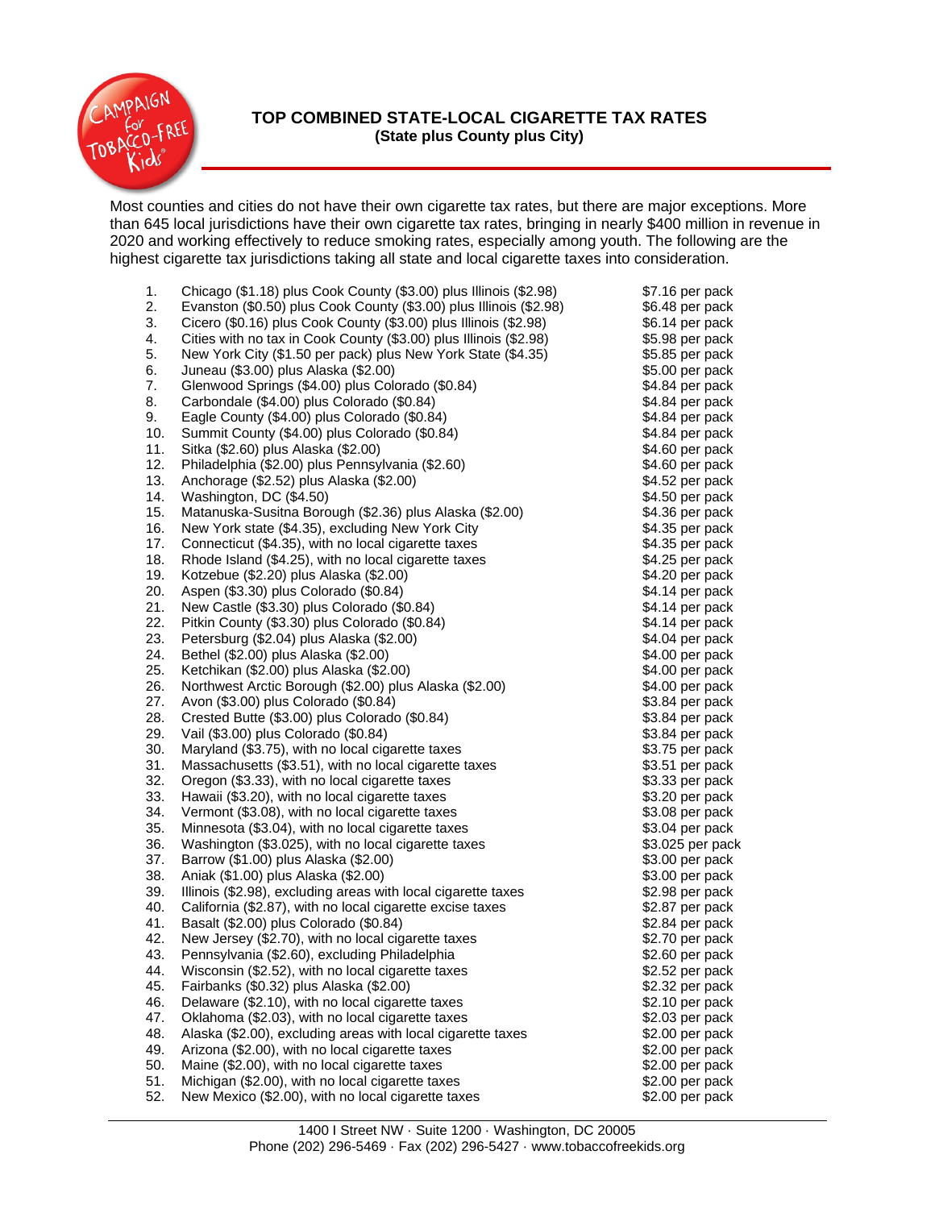# TOP COMBINED STATE-LOCAL CIGARETTE TAX RATES
### (State plus County plus City)

Most counties and cities do not have their own cigarette tax rates, but there are major exceptions. More than 645 local jurisdictions have their own cigarette tax rates, bringing in nearly $400 million in revenue in 2020 and working effectively to reduce smoking rates, especially among youth. The following are the highest cigarette tax jurisdictions taking all state and local cigarette taxes into consideration.

| # | Jurisdiction | Rate |
|---|---|---|
| 1. | Chicago ($1.18) plus Cook County ($3.00) plus Illinois ($2.98) | $7.16 per pack |
| 2. | Evanston ($0.50) plus Cook County ($3.00) plus Illinois ($2.98) | $6.48 per pack |
| 3. | Cicero ($0.16) plus Cook County ($3.00) plus Illinois ($2.98) | $6.14 per pack |
| 4. | Cities with no tax in Cook County ($3.00) plus Illinois ($2.98) | $5.98 per pack |
| 5. | New York City ($1.50 per pack) plus New York State ($4.35) | $5.85 per pack |
| 6. | Juneau ($3.00) plus Alaska ($2.00) | $5.00 per pack |
| 7. | Glenwood Springs ($4.00) plus Colorado ($0.84) | $4.84 per pack |
| 8. | Carbondale ($4.00) plus Colorado ($0.84) | $4.84 per pack |
| 9. | Eagle County ($4.00) plus Colorado ($0.84) | $4.84 per pack |
| 10. | Summit County ($4.00) plus Colorado ($0.84) | $4.84 per pack |
| 11. | Sitka ($2.60) plus Alaska ($2.00) | $4.60 per pack |
| 12. | Philadelphia ($2.00) plus Pennsylvania ($2.60) | $4.60 per pack |
| 13. | Anchorage ($2.52) plus Alaska ($2.00) | $4.52 per pack |
| 14. | Washington, DC ($4.50) | $4.50 per pack |
| 15. | Matanuska-Susitna Borough ($2.36) plus Alaska ($2.00) | $4.36 per pack |
| 16. | New York state ($4.35), excluding New York City | $4.35 per pack |
| 17. | Connecticut ($4.35), with no local cigarette taxes | $4.35 per pack |
| 18. | Rhode Island ($4.25), with no local cigarette taxes | $4.25 per pack |
| 19. | Kotzebue ($2.20) plus Alaska ($2.00) | $4.20 per pack |
| 20. | Aspen ($3.30) plus Colorado ($0.84) | $4.14 per pack |
| 21. | New Castle ($3.30) plus Colorado ($0.84) | $4.14 per pack |
| 22. | Pitkin County ($3.30) plus Colorado ($0.84) | $4.14 per pack |
| 23. | Petersburg ($2.04) plus Alaska ($2.00) | $4.04 per pack |
| 24. | Bethel ($2.00) plus Alaska ($2.00) | $4.00 per pack |
| 25. | Ketchikan ($2.00) plus Alaska ($2.00) | $4.00 per pack |
| 26. | Northwest Arctic Borough ($2.00) plus Alaska ($2.00) | $4.00 per pack |
| 27. | Avon ($3.00) plus Colorado ($0.84) | $3.84 per pack |
| 28. | Crested Butte ($3.00) plus Colorado ($0.84) | $3.84 per pack |
| 29. | Vail ($3.00) plus Colorado ($0.84) | $3.84 per pack |
| 30. | Maryland ($3.75), with no local cigarette taxes | $3.75 per pack |
| 31. | Massachusetts ($3.51), with no local cigarette taxes | $3.51 per pack |
| 32. | Oregon ($3.33), with no local cigarette taxes | $3.33 per pack |
| 33. | Hawaii ($3.20), with no local cigarette taxes | $3.20 per pack |
| 34. | Vermont ($3.08), with no local cigarette taxes | $3.08 per pack |
| 35. | Minnesota ($3.04), with no local cigarette taxes | $3.04 per pack |
| 36. | Washington ($3.025), with no local cigarette taxes | $3.025 per pack |
| 37. | Barrow ($1.00) plus Alaska ($2.00) | $3.00 per pack |
| 38. | Aniak ($1.00) plus Alaska ($2.00) | $3.00 per pack |
| 39. | Illinois ($2.98), excluding areas with local cigarette taxes | $2.98 per pack |
| 40. | California ($2.87), with no local cigarette excise taxes | $2.87 per pack |
| 41. | Basalt ($2.00) plus Colorado ($0.84) | $2.84 per pack |
| 42. | New Jersey ($2.70), with no local cigarette taxes | $2.70 per pack |
| 43. | Pennsylvania ($2.60), excluding Philadelphia | $2.60 per pack |
| 44. | Wisconsin ($2.52), with no local cigarette taxes | $2.52 per pack |
| 45. | Fairbanks ($0.32) plus Alaska ($2.00) | $2.32 per pack |
| 46. | Delaware ($2.10), with no local cigarette taxes | $2.10 per pack |
| 47. | Oklahoma ($2.03), with no local cigarette taxes | $2.03 per pack |
| 48. | Alaska ($2.00), excluding areas with local cigarette taxes | $2.00 per pack |
| 49. | Arizona ($2.00), with no local cigarette taxes | $2.00 per pack |
| 50. | Maine ($2.00), with no local cigarette taxes | $2.00 per pack |
| 51. | Michigan ($2.00), with no local cigarette taxes | $2.00 per pack |
| 52. | New Mexico ($2.00), with no local cigarette taxes | $2.00 per pack |

1400 I Street NW · Suite 1200 · Washington, DC 20005
Phone (202) 296-5469 · Fax (202) 296-5427 · www.tobaccofreekids.org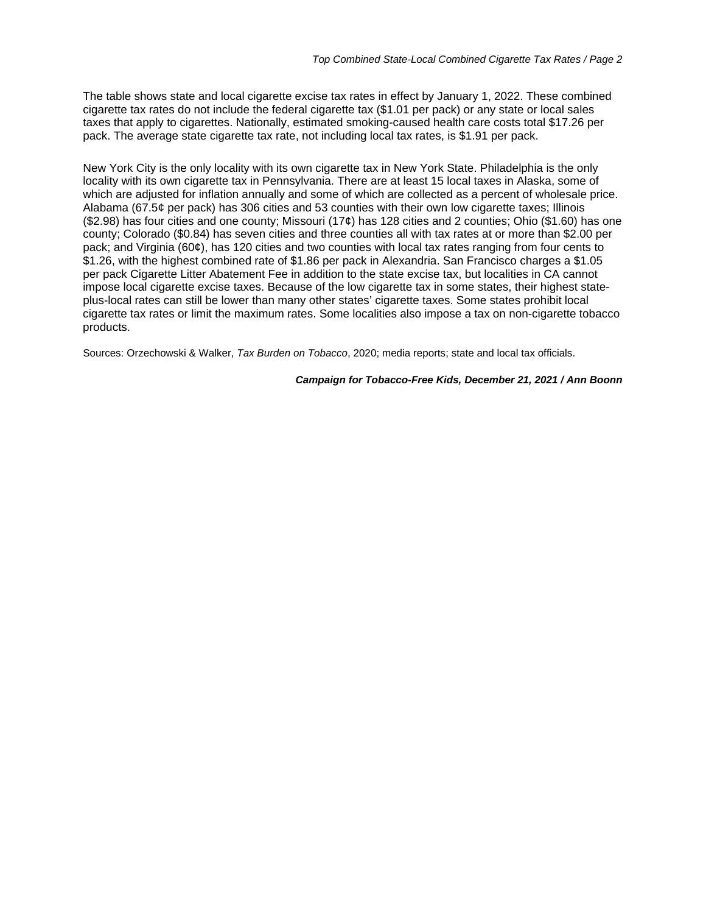The table shows state and local cigarette excise tax rates in effect by January 1, 2022. These combined cigarette tax rates do not include the federal cigarette tax ($1.01 per pack) or any state or local sales taxes that apply to cigarettes. Nationally, estimated smoking-caused health care costs total $17.26 per pack. The average state cigarette tax rate, not including local tax rates, is $1.91 per pack.

New York City is the only locality with its own cigarette tax in New York State. Philadelphia is the only locality with its own cigarette tax in Pennsylvania. There are at least 15 local taxes in Alaska, some of which are adjusted for inflation annually and some of which are collected as a percent of wholesale price. Alabama (67.5¢ per pack) has 306 cities and 53 counties with their own low cigarette taxes; Illinois ($2.98) has four cities and one county; Missouri (17¢) has 128 cities and 2 counties; Ohio ($1.60) has one county; Colorado ($0.84) has seven cities and three counties all with tax rates at or more than $2.00 per pack; and Virginia (60¢), has 120 cities and two counties with local tax rates ranging from four cents to $1.26, with the highest combined rate of $1.86 per pack in Alexandria. San Francisco charges a $1.05 per pack Cigarette Litter Abatement Fee in addition to the state excise tax, but localities in CA cannot impose local cigarette excise taxes. Because of the low cigarette tax in some states, their highest state-plus-local rates can still be lower than many other states' cigarette taxes. Some states prohibit local cigarette tax rates or limit the maximum rates. Some localities also impose a tax on non-cigarette tobacco products.

Sources: Orzechowski & Walker, *Tax Burden on Tobacco*, 2020; media reports; state and local tax officials.

***Campaign for Tobacco-Free Kids, December 21, 2021 / Ann Boonn***